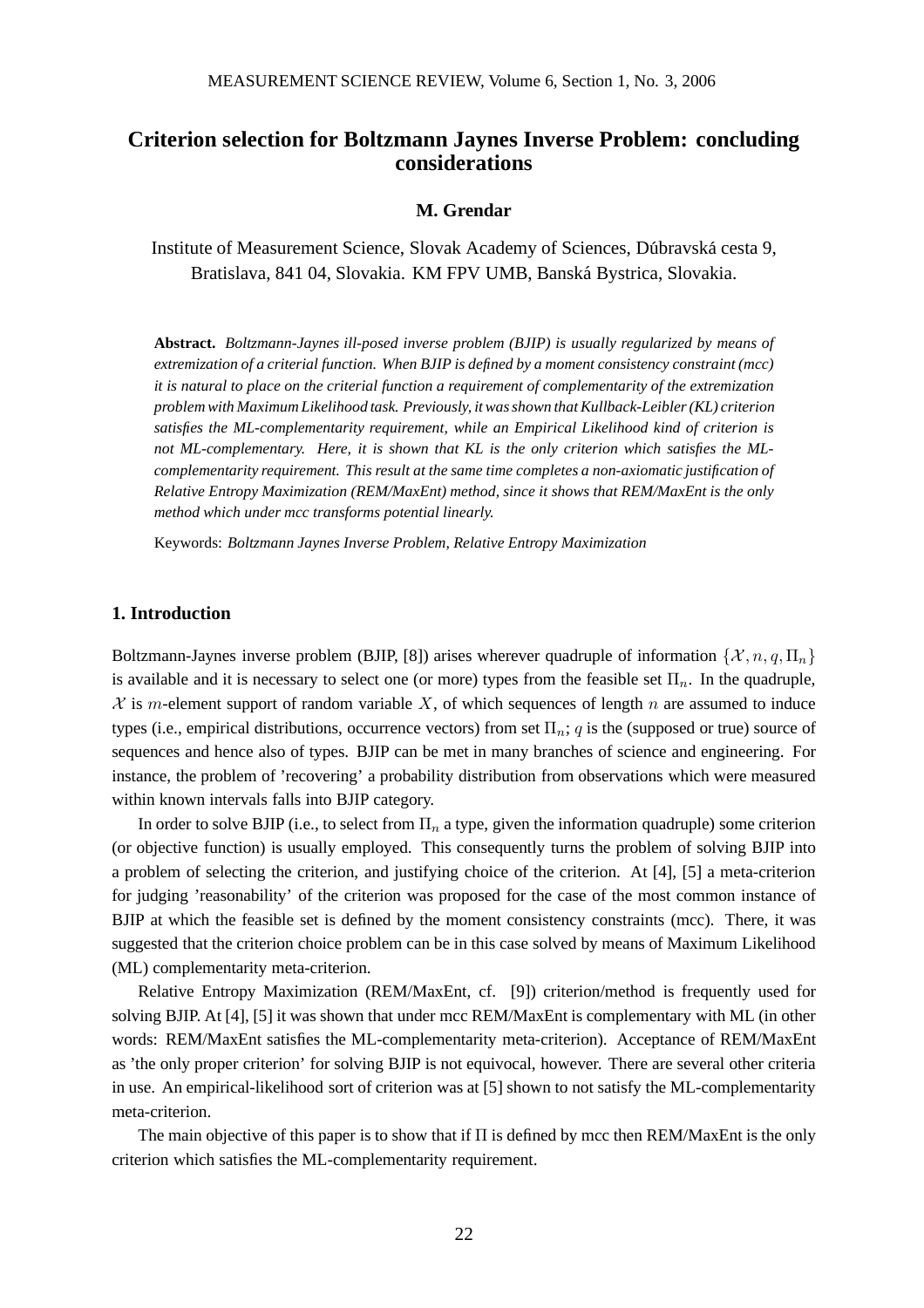# Criterion selection for Boltzmann Jaynes Inverse Problem: concluding considerations

**M. Grendar**

Institute of Measurement Science, Slovak Academy of Sciences, Dúbravská cesta 9, Bratislava, 841 04, Slovakia. KM FPV UMB, Banská Bystrica, Slovakia.

**Abstract.** *Boltzmann-Jaynes ill-posed inverse problem (BJIP) is usually regularized by means of extremization of a criterial function. When BJIP is defined by a moment consistency constraint (mcc) it is natural to place on the criterial function a requirement of complementarity of the extremization problem with Maximum Likelihood task. Previously, it was shown that Kullback-Leibler (KL) criterion satisfies the ML-complementarity requirement, while an Empirical Likelihood kind of criterion is not ML-complementary. Here, it is shown that KL is the only criterion which satisfies the ML-complementarity requirement. This result at the same time completes a non-axiomatic justification of Relative Entropy Maximization (REM/MaxEnt) method, since it shows that REM/MaxEnt is the only method which under mcc transforms potential linearly.*

Keywords: *Boltzmann Jaynes Inverse Problem, Relative Entropy Maximization*

## 1. Introduction

Boltzmann-Jaynes inverse problem (BJIP, [8]) arises wherever quadruple of information $\{\mathcal{X}, n, q, \Pi_n\}$ is available and it is necessary to select one (or more) types from the feasible set $\Pi_n$. In the quadruple, $\mathcal{X}$ is $m$-element support of random variable $X$, of which sequences of length $n$ are assumed to induce types (i.e., empirical distributions, occurrence vectors) from set $\Pi_n$; $q$ is the (supposed or true) source of sequences and hence also of types. BJIP can be met in many branches of science and engineering. For instance, the problem of 'recovering' a probability distribution from observations which were measured within known intervals falls into BJIP category.

In order to solve BJIP (i.e., to select from $\Pi_n$ a type, given the information quadruple) some criterion (or objective function) is usually employed. This consequently turns the problem of solving BJIP into a problem of selecting the criterion, and justifying choice of the criterion. At [4], [5] a meta-criterion for judging 'reasonability' of the criterion was proposed for the case of the most common instance of BJIP at which the feasible set is defined by the moment consistency constraints (mcc). There, it was suggested that the criterion choice problem can be in this case solved by means of Maximum Likelihood (ML) complementarity meta-criterion.

Relative Entropy Maximization (REM/MaxEnt, cf. [9]) criterion/method is frequently used for solving BJIP. At [4], [5] it was shown that under mcc REM/MaxEnt is complementary with ML (in other words: REM/MaxEnt satisfies the ML-complementarity meta-criterion). Acceptance of REM/MaxEnt as 'the only proper criterion' for solving BJIP is not equivocal, however. There are several other criteria in use. An empirical-likelihood sort of criterion was at [5] shown to not satisfy the ML-complementarity meta-criterion.

The main objective of this paper is to show that if $\Pi$ is defined by mcc then REM/MaxEnt is the only criterion which satisfies the ML-complementarity requirement.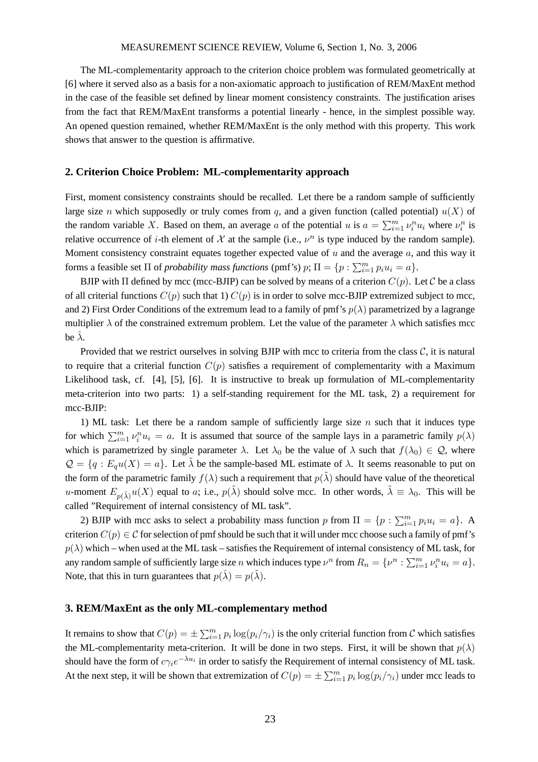The ML-complementarity approach to the criterion choice problem was formulated geometrically at [6] where it served also as a basis for a non-axiomatic approach to justification of REM/MaxEnt method in the case of the feasible set defined by linear moment consistency constraints. The justification arises from the fact that REM/MaxEnt transforms a potential linearly - hence, in the simplest possible way. An opened question remained, whether REM/MaxEnt is the only method with this property. This work shows that answer to the question is affirmative.

## 2. Criterion Choice Problem: ML-complementarity approach

First, moment consistency constraints should be recalled. Let there be a random sample of sufficiently large size $n$ which supposedly or truly comes from $q$, and a given function (called potential) $u(X)$ of the random variable $X$. Based on them, an average $a$ of the potential $u$ is $a = \sum_{i=1}^m \nu_i^n u_i$ where $\nu_i^n$ is relative occurrence of $i$-th element of $\mathcal{X}$ at the sample (i.e., $\nu^n$ is type induced by the random sample). Moment consistency constraint equates together expected value of $u$ and the average $a$, and this way it forms a feasible set $\Pi$ of *probability mass functions* (pmf's) $p$; $\Pi = \{p : \sum_{i=1}^m p_i u_i = a\}$.

BJIP with $\Pi$ defined by mcc (mcc-BJIP) can be solved by means of a criterion $C(p)$. Let $\mathcal{C}$ be a class of all criterial functions $C(p)$ such that 1) $C(p)$ is in order to solve mcc-BJIP extremized subject to mcc, and 2) First Order Conditions of the extremum lead to a family of pmf's $p(\lambda)$ parametrized by a lagrange multiplier $\lambda$ of the constrained extremum problem. Let the value of the parameter $\lambda$ which satisfies mcc be $\hat{\lambda}$.

Provided that we restrict ourselves in solving BJIP with mcc to criteria from the class $\mathcal{C}$, it is natural to require that a criterial function $C(p)$ satisfies a requirement of complementarity with a Maximum Likelihood task, cf. [4], [5], [6]. It is instructive to break up formulation of ML-complementarity meta-criterion into two parts: 1) a self-standing requirement for the ML task, 2) a requirement for mcc-BJIP:

1) ML task: Let there be a random sample of sufficiently large size $n$ such that it induces type for which $\sum_{i=1}^m \nu_i^n u_i = a$. It is assumed that source of the sample lays in a parametric family $p(\lambda)$ which is parametrized by single parameter $\lambda$. Let $\lambda_0$ be the value of $\lambda$ such that $f(\lambda_0) \in \mathcal{Q}$, where $\mathcal{Q} = \{q : E_q u(X) = a\}$. Let $\tilde{\lambda}$ be the sample-based ML estimate of $\lambda$. It seems reasonable to put on the form of the parametric family $f(\lambda)$ such a requirement that $p(\tilde{\lambda})$ should have value of the theoretical $u$-moment $E_{p(\tilde{\lambda})} u(X)$ equal to $a$; i.e., $p(\tilde{\lambda})$ should solve mcc. In other words, $\tilde{\lambda} \equiv \lambda_0$. This will be called "Requirement of internal consistency of ML task".

2) BJIP with mcc asks to select a probability mass function $p$ from $\Pi = \{p : \sum_{i=1}^m p_i u_i = a\}$. A criterion $C(p) \in \mathcal{C}$ for selection of pmf should be such that it will under mcc choose such a family of pmf's $p(\lambda)$ which – when used at the ML task – satisfies the Requirement of internal consistency of ML task, for any random sample of sufficiently large size $n$ which induces type $\nu^n$ from $R_n = \{\nu^n : \sum_{i=1}^m \nu_i^n u_i = a\}$. Note, that this in turn guarantees that $p(\hat{\lambda}) = p(\tilde{\lambda})$.

## 3. REM/MaxEnt as the only ML-complementary method

It remains to show that $C(p) = \pm \sum_{i=1}^m p_i \log(p_i/\gamma_i)$ is the only criterial function from $\mathcal{C}$ which satisfies the ML-complementarity meta-criterion. It will be done in two steps. First, it will be shown that $p(\lambda)$ should have the form of $c\gamma_i e^{-\lambda u_i}$ in order to satisfy the Requirement of internal consistency of ML task. At the next step, it will be shown that extremization of $C(p) = \pm \sum_{i=1}^m p_i \log(p_i/\gamma_i)$ under mcc leads to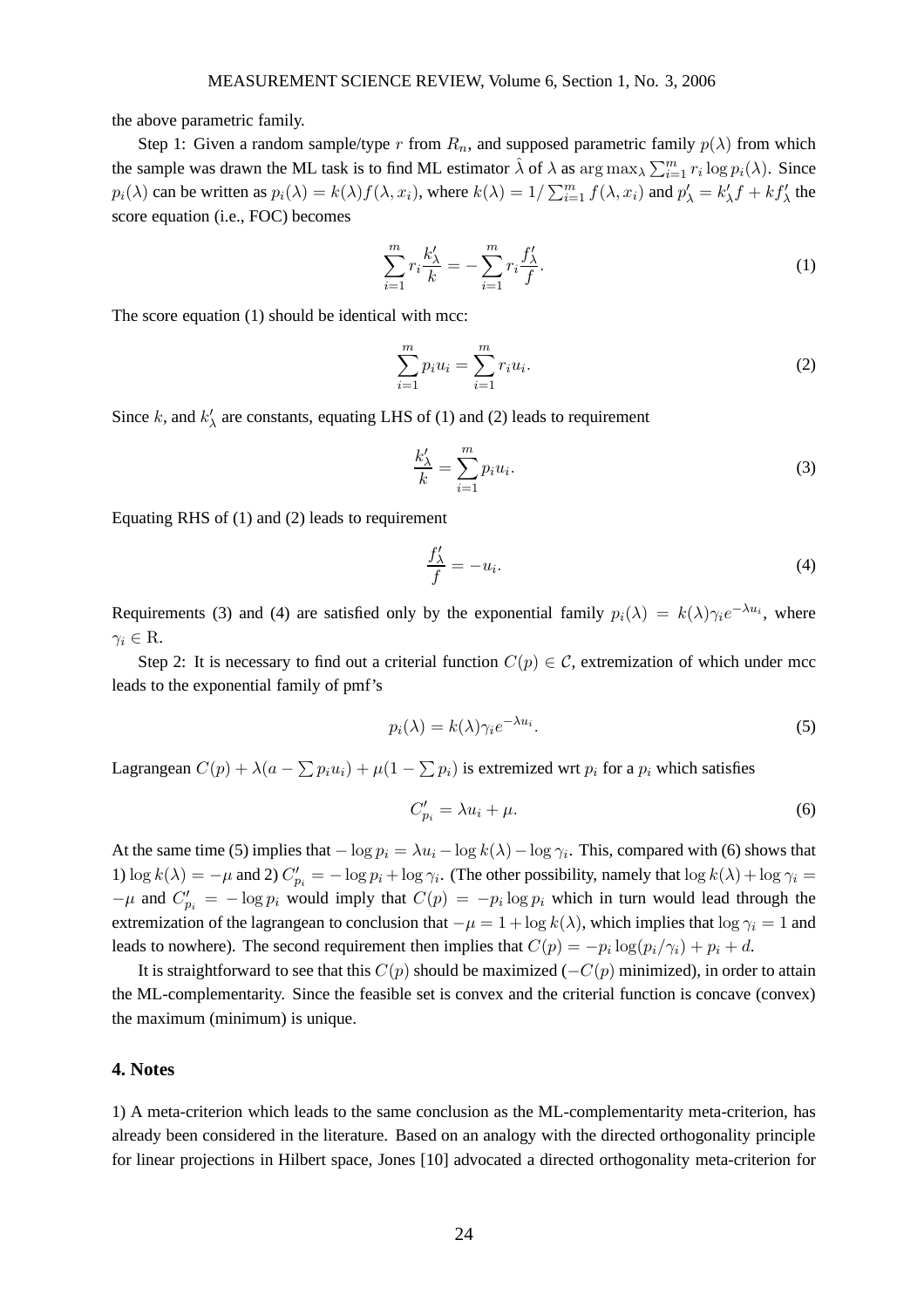the above parametric family.

Step 1: Given a random sample/type $r$ from $R_n$, and supposed parametric family $p(\lambda)$ from which the sample was drawn the ML task is to find ML estimator $\hat{\lambda}$ of $\lambda$ as $\arg\max_\lambda \sum_{i=1}^m r_i \log p_i(\lambda)$. Since $p_i(\lambda)$ can be written as $p_i(\lambda) = k(\lambda) f(\lambda, x_i)$, where $k(\lambda) = 1/\sum_{i=1}^m f(\lambda, x_i)$ and $p'_\lambda = k'_\lambda f + k f'_\lambda$ the score equation (i.e., FOC) becomes

$$\sum_{i=1}^m r_i \frac{k'_\lambda}{k} = -\sum_{i=1}^m r_i \frac{f'_\lambda}{f}. \tag{1}$$

The score equation (1) should be identical with mcc:

$$\sum_{i=1}^m p_i u_i = \sum_{i=1}^m r_i u_i. \tag{2}$$

Since $k$, and $k'_\lambda$ are constants, equating LHS of (1) and (2) leads to requirement

$$\frac{k'_\lambda}{k} = \sum_{i=1}^m p_i u_i. \tag{3}$$

Equating RHS of (1) and (2) leads to requirement

$$\frac{f'_\lambda}{f} = -u_i. \tag{4}$$

Requirements (3) and (4) are satisfied only by the exponential family $p_i(\lambda) = k(\lambda)\gamma_i e^{-\lambda u_i}$, where $\gamma_i \in \mathrm{R}$.

Step 2: It is necessary to find out a criterial function $C(p) \in \mathcal{C}$, extremization of which under mcc leads to the exponential family of pmf's

$$p_i(\lambda) = k(\lambda)\gamma_i e^{-\lambda u_i}. \tag{5}$$

Lagrangean $C(p) + \lambda(a - \sum p_i u_i) + \mu(1 - \sum p_i)$ is extremized wrt $p_i$ for a $p_i$ which satisfies

$$C'_{p_i} = \lambda u_i + \mu. \tag{6}$$

At the same time (5) implies that $-\log p_i = \lambda u_i - \log k(\lambda) - \log \gamma_i$. This, compared with (6) shows that 1) $\log k(\lambda) = -\mu$ and 2) $C'_{p_i} = -\log p_i + \log \gamma_i$. (The other possibility, namely that $\log k(\lambda) + \log \gamma_i = -\mu$ and $C'_{p_i} = -\log p_i$ would imply that $C(p) = -p_i \log p_i$ which in turn would lead through the extremization of the lagrangean to conclusion that $-\mu = 1 + \log k(\lambda)$, which implies that $\log \gamma_i = 1$ and leads to nowhere). The second requirement then implies that $C(p) = -p_i \log(p_i/\gamma_i) + p_i + d$.

It is straightforward to see that this $C(p)$ should be maximized ($-C(p)$ minimized), in order to attain the ML-complementarity. Since the feasible set is convex and the criterial function is concave (convex) the maximum (minimum) is unique.

## 4. Notes

1) A meta-criterion which leads to the same conclusion as the ML-complementarity meta-criterion, has already been considered in the literature. Based on an analogy with the directed orthogonality principle for linear projections in Hilbert space, Jones [10] advocated a directed orthogonality meta-criterion for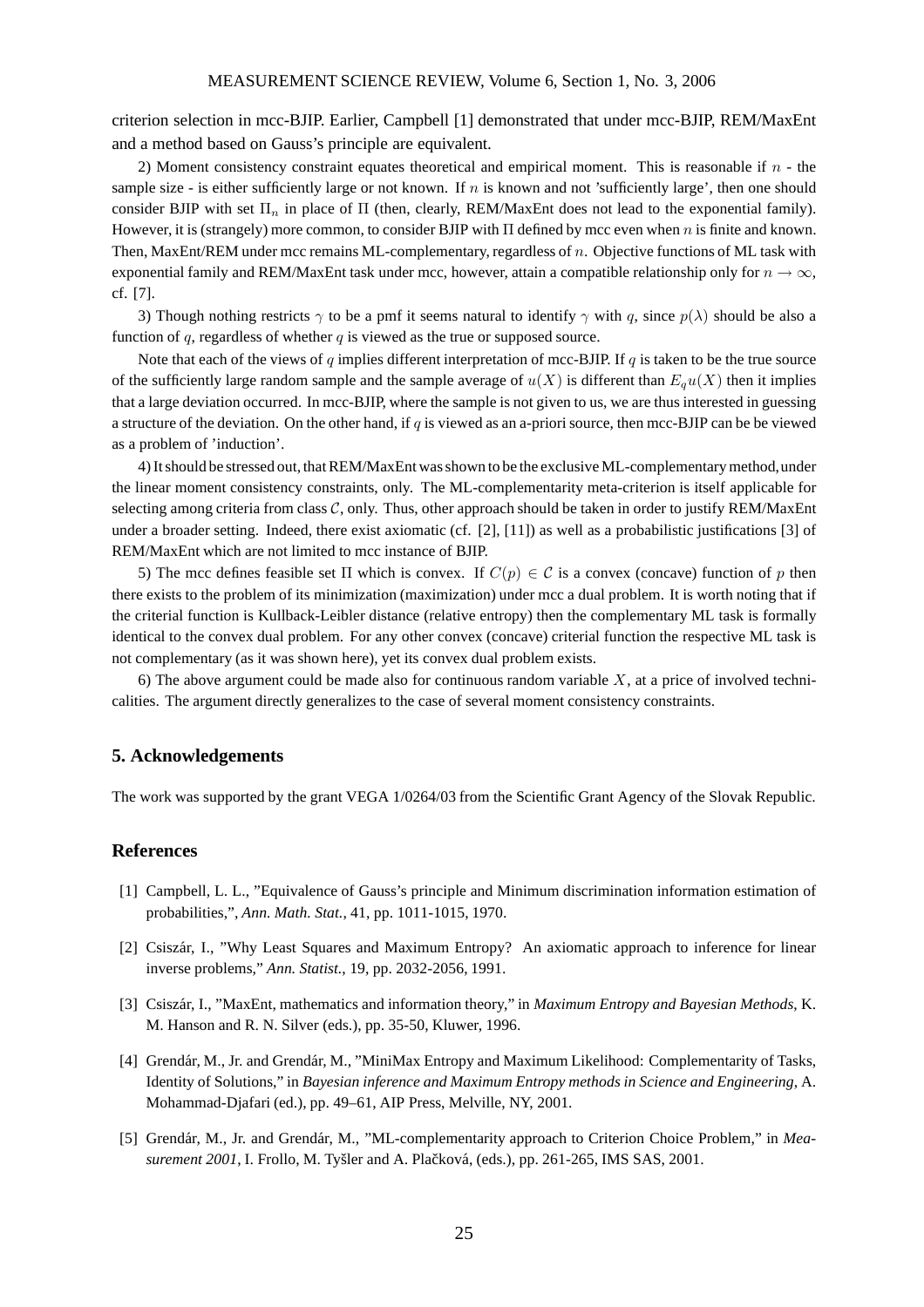criterion selection in mcc-BJIP. Earlier, Campbell [1] demonstrated that under mcc-BJIP, REM/MaxEnt and a method based on Gauss's principle are equivalent.

2) Moment consistency constraint equates theoretical and empirical moment. This is reasonable if $n$ - the sample size - is either sufficiently large or not known. If $n$ is known and not 'sufficiently large', then one should consider BJIP with set $\Pi_n$ in place of $\Pi$ (then, clearly, REM/MaxEnt does not lead to the exponential family). However, it is (strangely) more common, to consider BJIP with $\Pi$ defined by mcc even when $n$ is finite and known. Then, MaxEnt/REM under mcc remains ML-complementary, regardless of $n$. Objective functions of ML task with exponential family and REM/MaxEnt task under mcc, however, attain a compatible relationship only for $n \to \infty$, cf. [7].

3) Though nothing restricts $\gamma$ to be a pmf it seems natural to identify $\gamma$ with $q$, since $p(\lambda)$ should be also a function of $q$, regardless of whether $q$ is viewed as the true or supposed source.

Note that each of the views of $q$ implies different interpretation of mcc-BJIP. If $q$ is taken to be the true source of the sufficiently large random sample and the sample average of $u(X)$ is different than $E_q u(X)$ then it implies that a large deviation occurred. In mcc-BJIP, where the sample is not given to us, we are thus interested in guessing a structure of the deviation. On the other hand, if $q$ is viewed as an a-priori source, then mcc-BJIP can be be viewed as a problem of 'induction'.

4) It should be stressed out, that REM/MaxEnt was shown to be the exclusive ML-complementary method, under the linear moment consistency constraints, only. The ML-complementarity meta-criterion is itself applicable for selecting among criteria from class $\mathcal{C}$, only. Thus, other approach should be taken in order to justify REM/MaxEnt under a broader setting. Indeed, there exist axiomatic (cf. [2], [11]) as well as a probabilistic justifications [3] of REM/MaxEnt which are not limited to mcc instance of BJIP.

5) The mcc defines feasible set $\Pi$ which is convex. If $C(p) \in \mathcal{C}$ is a convex (concave) function of $p$ then there exists to the problem of its minimization (maximization) under mcc a dual problem. It is worth noting that if the criterial function is Kullback-Leibler distance (relative entropy) then the complementary ML task is formally identical to the convex dual problem. For any other convex (concave) criterial function the respective ML task is not complementary (as it was shown here), yet its convex dual problem exists.

6) The above argument could be made also for continuous random variable $X$, at a price of involved technicalities. The argument directly generalizes to the case of several moment consistency constraints.

## 5. Acknowledgements

The work was supported by the grant VEGA 1/0264/03 from the Scientific Grant Agency of the Slovak Republic.

## References

[1] Campbell, L. L., "Equivalence of Gauss's principle and Minimum discrimination information estimation of probabilities,", *Ann. Math. Stat.*, 41, pp. 1011-1015, 1970.

[2] Csiszár, I., "Why Least Squares and Maximum Entropy? An axiomatic approach to inference for linear inverse problems," *Ann. Statist.*, 19, pp. 2032-2056, 1991.

[3] Csiszár, I., "MaxEnt, mathematics and information theory," in *Maximum Entropy and Bayesian Methods*, K. M. Hanson and R. N. Silver (eds.), pp. 35-50, Kluwer, 1996.

[4] Grendár, M., Jr. and Grendár, M., "MiniMax Entropy and Maximum Likelihood: Complementarity of Tasks, Identity of Solutions," in *Bayesian inference and Maximum Entropy methods in Science and Engineering*, A. Mohammad-Djafari (ed.), pp. 49–61, AIP Press, Melville, NY, 2001.

[5] Grendár, M., Jr. and Grendár, M., "ML-complementarity approach to Criterion Choice Problem," in *Measurement 2001*, I. Frollo, M. Tyšler and A. Plačková, (eds.), pp. 261-265, IMS SAS, 2001.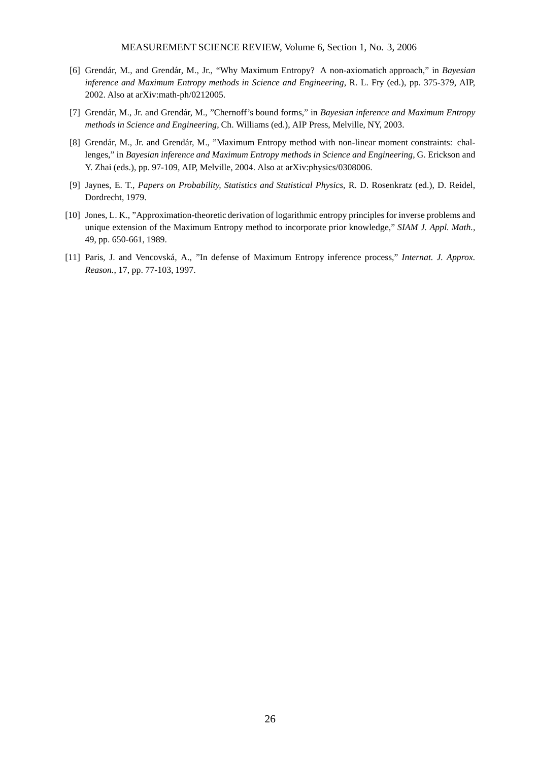[6] Grendár, M., and Grendár, M., Jr., “Why Maximum Entropy? A non-axiomatich approach,” in *Bayesian inference and Maximum Entropy methods in Science and Engineering*, R. L. Fry (ed.), pp. 375-379, AIP, 2002. Also at arXiv:math-ph/0212005.

[7] Grendár, M., Jr. and Grendár, M., ”Chernoff’s bound forms,” in *Bayesian inference and Maximum Entropy methods in Science and Engineering*, Ch. Williams (ed.), AIP Press, Melville, NY, 2003.

[8] Grendár, M., Jr. and Grendár, M., ”Maximum Entropy method with non-linear moment constraints: challenges,” in *Bayesian inference and Maximum Entropy methods in Science and Engineering*, G. Erickson and Y. Zhai (eds.), pp. 97-109, AIP, Melville, 2004. Also at arXiv:physics/0308006.

[9] Jaynes, E. T., *Papers on Probability, Statistics and Statistical Physics*, R. D. Rosenkratz (ed.), D. Reidel, Dordrecht, 1979.

[10] Jones, L. K., ”Approximation-theoretic derivation of logarithmic entropy principles for inverse problems and unique extension of the Maximum Entropy method to incorporate prior knowledge,” *SIAM J. Appl. Math.*, 49, pp. 650-661, 1989.

[11] Paris, J. and Vencovská, A., ”In defense of Maximum Entropy inference process,” *Internat. J. Approx. Reason.*, 17, pp. 77-103, 1997.